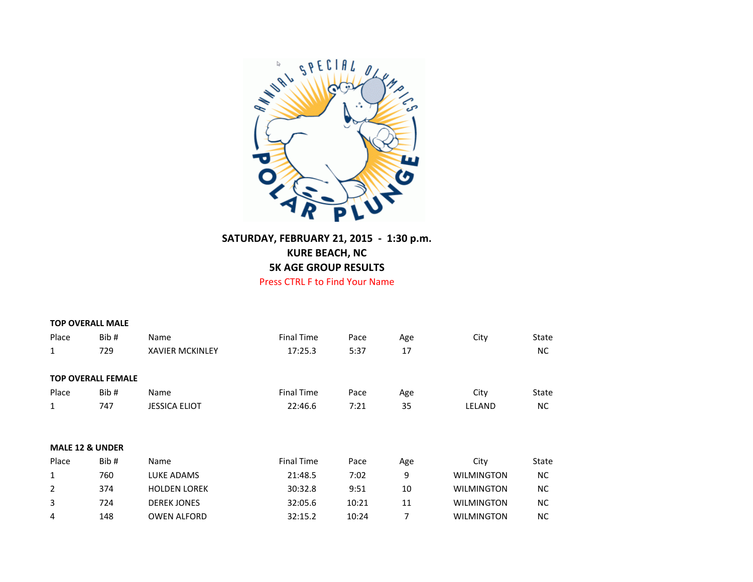**SATURDAY, FEBRUARY 21, 2015 - 1:30 p.m.**
**KURE BEACH, NC**
**5K AGE GROUP RESULTS**
Press CTRL F to Find Your Name

**TOP OVERALL MALE**

| Place | Bib # | Name | Final Time | Pace | Age | City | State |
|---|---|---|---|---|---|---|---|
| 1 | 729 | XAVIER MCKINLEY | 17:25.3 | 5:37 | 17 | | NC |

**TOP OVERALL FEMALE**

| Place | Bib # | Name | Final Time | Pace | Age | City | State |
|---|---|---|---|---|---|---|---|
| 1 | 747 | JESSICA ELIOT | 22:46.6 | 7:21 | 35 | LELAND | NC |

**MALE 12 & UNDER**

| Place | Bib # | Name | Final Time | Pace | Age | City | State |
|---|---|---|---|---|---|---|---|
| 1 | 760 | LUKE ADAMS | 21:48.5 | 7:02 | 9 | WILMINGTON | NC |
| 2 | 374 | HOLDEN LOREK | 30:32.8 | 9:51 | 10 | WILMINGTON | NC |
| 3 | 724 | DEREK JONES | 32:05.6 | 10:21 | 11 | WILMINGTON | NC |
| 4 | 148 | OWEN ALFORD | 32:15.2 | 10:24 | 7 | WILMINGTON | NC |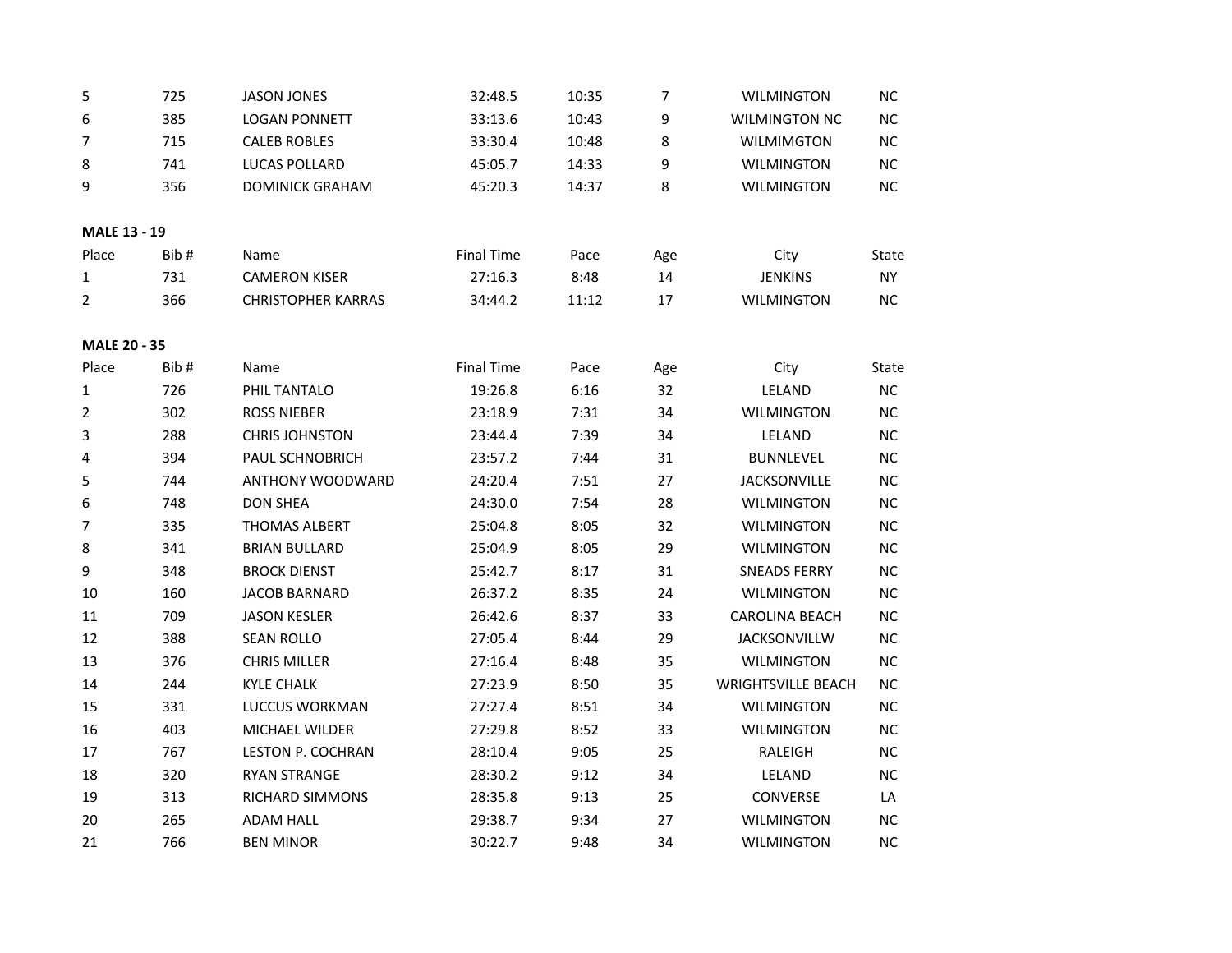| | | | | | | | |
|---|---|---|---|---|---|---|---|
| 5 | 725 | JASON JONES | 32:48.5 | 10:35 | 7 | WILMINGTON | NC |
| 6 | 385 | LOGAN PONNETT | 33:13.6 | 10:43 | 9 | WILMINGTON NC | NC |
| 7 | 715 | CALEB ROBLES | 33:30.4 | 10:48 | 8 | WILMIMGTON | NC |
| 8 | 741 | LUCAS POLLARD | 45:05.7 | 14:33 | 9 | WILMINGTON | NC |
| 9 | 356 | DOMINICK GRAHAM | 45:20.3 | 14:37 | 8 | WILMINGTON | NC |

**MALE 13 - 19**

| Place | Bib # | Name | Final Time | Pace | Age | City | State |
|---|---|---|---|---|---|---|---|
| 1 | 731 | CAMERON KISER | 27:16.3 | 8:48 | 14 | JENKINS | NY |
| 2 | 366 | CHRISTOPHER KARRAS | 34:44.2 | 11:12 | 17 | WILMINGTON | NC |

**MALE 20 - 35**

| Place | Bib # | Name | Final Time | Pace | Age | City | State |
|---|---|---|---|---|---|---|---|
| 1 | 726 | PHIL TANTALO | 19:26.8 | 6:16 | 32 | LELAND | NC |
| 2 | 302 | ROSS NIEBER | 23:18.9 | 7:31 | 34 | WILMINGTON | NC |
| 3 | 288 | CHRIS JOHNSTON | 23:44.4 | 7:39 | 34 | LELAND | NC |
| 4 | 394 | PAUL SCHNOBRICH | 23:57.2 | 7:44 | 31 | BUNNLEVEL | NC |
| 5 | 744 | ANTHONY WOODWARD | 24:20.4 | 7:51 | 27 | JACKSONVILLE | NC |
| 6 | 748 | DON SHEA | 24:30.0 | 7:54 | 28 | WILMINGTON | NC |
| 7 | 335 | THOMAS ALBERT | 25:04.8 | 8:05 | 32 | WILMINGTON | NC |
| 8 | 341 | BRIAN BULLARD | 25:04.9 | 8:05 | 29 | WILMINGTON | NC |
| 9 | 348 | BROCK DIENST | 25:42.7 | 8:17 | 31 | SNEADS FERRY | NC |
| 10 | 160 | JACOB BARNARD | 26:37.2 | 8:35 | 24 | WILMINGTON | NC |
| 11 | 709 | JASON KESLER | 26:42.6 | 8:37 | 33 | CAROLINA BEACH | NC |
| 12 | 388 | SEAN ROLLO | 27:05.4 | 8:44 | 29 | JACKSONVILLW | NC |
| 13 | 376 | CHRIS MILLER | 27:16.4 | 8:48 | 35 | WILMINGTON | NC |
| 14 | 244 | KYLE CHALK | 27:23.9 | 8:50 | 35 | WRIGHTSVILLE BEACH | NC |
| 15 | 331 | LUCCUS WORKMAN | 27:27.4 | 8:51 | 34 | WILMINGTON | NC |
| 16 | 403 | MICHAEL WILDER | 27:29.8 | 8:52 | 33 | WILMINGTON | NC |
| 17 | 767 | LESTON P. COCHRAN | 28:10.4 | 9:05 | 25 | RALEIGH | NC |
| 18 | 320 | RYAN STRANGE | 28:30.2 | 9:12 | 34 | LELAND | NC |
| 19 | 313 | RICHARD SIMMONS | 28:35.8 | 9:13 | 25 | CONVERSE | LA |
| 20 | 265 | ADAM HALL | 29:38.7 | 9:34 | 27 | WILMINGTON | NC |
| 21 | 766 | BEN MINOR | 30:22.7 | 9:48 | 34 | WILMINGTON | NC |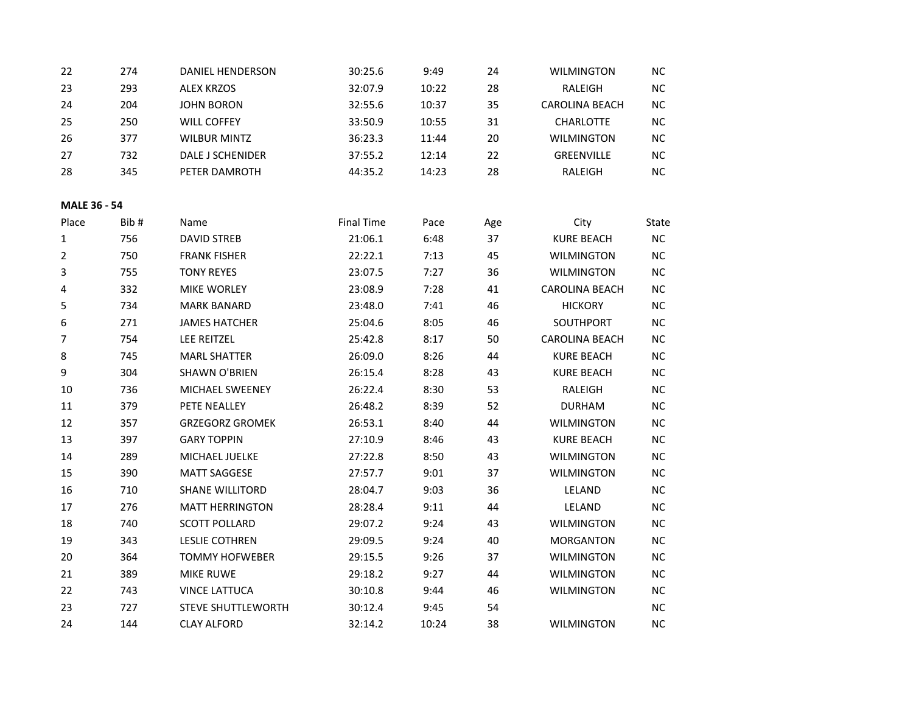| | | | | | | | |
|---|---|---|---|---|---|---|---|
| 22 | 274 | DANIEL HENDERSON | 30:25.6 | 9:49 | 24 | WILMINGTON | NC |
| 23 | 293 | ALEX KRZOS | 32:07.9 | 10:22 | 28 | RALEIGH | NC |
| 24 | 204 | JOHN BORON | 32:55.6 | 10:37 | 35 | CAROLINA BEACH | NC |
| 25 | 250 | WILL COFFEY | 33:50.9 | 10:55 | 31 | CHARLOTTE | NC |
| 26 | 377 | WILBUR MINTZ | 36:23.3 | 11:44 | 20 | WILMINGTON | NC |
| 27 | 732 | DALE J SCHENIDER | 37:55.2 | 12:14 | 22 | GREENVILLE | NC |
| 28 | 345 | PETER DAMROTH | 44:35.2 | 14:23 | 28 | RALEIGH | NC |

**MALE 36 - 54**

| Place | Bib # | Name | Final Time | Pace | Age | City | State |
|---|---|---|---|---|---|---|---|
| 1 | 756 | DAVID STREB | 21:06.1 | 6:48 | 37 | KURE BEACH | NC |
| 2 | 750 | FRANK FISHER | 22:22.1 | 7:13 | 45 | WILMINGTON | NC |
| 3 | 755 | TONY REYES | 23:07.5 | 7:27 | 36 | WILMINGTON | NC |
| 4 | 332 | MIKE WORLEY | 23:08.9 | 7:28 | 41 | CAROLINA BEACH | NC |
| 5 | 734 | MARK BANARD | 23:48.0 | 7:41 | 46 | HICKORY | NC |
| 6 | 271 | JAMES HATCHER | 25:04.6 | 8:05 | 46 | SOUTHPORT | NC |
| 7 | 754 | LEE REITZEL | 25:42.8 | 8:17 | 50 | CAROLINA BEACH | NC |
| 8 | 745 | MARL SHATTER | 26:09.0 | 8:26 | 44 | KURE BEACH | NC |
| 9 | 304 | SHAWN O'BRIEN | 26:15.4 | 8:28 | 43 | KURE BEACH | NC |
| 10 | 736 | MICHAEL SWEENEY | 26:22.4 | 8:30 | 53 | RALEIGH | NC |
| 11 | 379 | PETE NEALLEY | 26:48.2 | 8:39 | 52 | DURHAM | NC |
| 12 | 357 | GRZEGORZ GROMEK | 26:53.1 | 8:40 | 44 | WILMINGTON | NC |
| 13 | 397 | GARY TOPPIN | 27:10.9 | 8:46 | 43 | KURE BEACH | NC |
| 14 | 289 | MICHAEL JUELKE | 27:22.8 | 8:50 | 43 | WILMINGTON | NC |
| 15 | 390 | MATT SAGGESE | 27:57.7 | 9:01 | 37 | WILMINGTON | NC |
| 16 | 710 | SHANE WILLITORD | 28:04.7 | 9:03 | 36 | LELAND | NC |
| 17 | 276 | MATT HERRINGTON | 28:28.4 | 9:11 | 44 | LELAND | NC |
| 18 | 740 | SCOTT POLLARD | 29:07.2 | 9:24 | 43 | WILMINGTON | NC |
| 19 | 343 | LESLIE COTHREN | 29:09.5 | 9:24 | 40 | MORGANTON | NC |
| 20 | 364 | TOMMY HOFWEBER | 29:15.5 | 9:26 | 37 | WILMINGTON | NC |
| 21 | 389 | MIKE RUWE | 29:18.2 | 9:27 | 44 | WILMINGTON | NC |
| 22 | 743 | VINCE LATTUCA | 30:10.8 | 9:44 | 46 | WILMINGTON | NC |
| 23 | 727 | STEVE SHUTTLEWORTH | 30:12.4 | 9:45 | 54 | | NC |
| 24 | 144 | CLAY ALFORD | 32:14.2 | 10:24 | 38 | WILMINGTON | NC |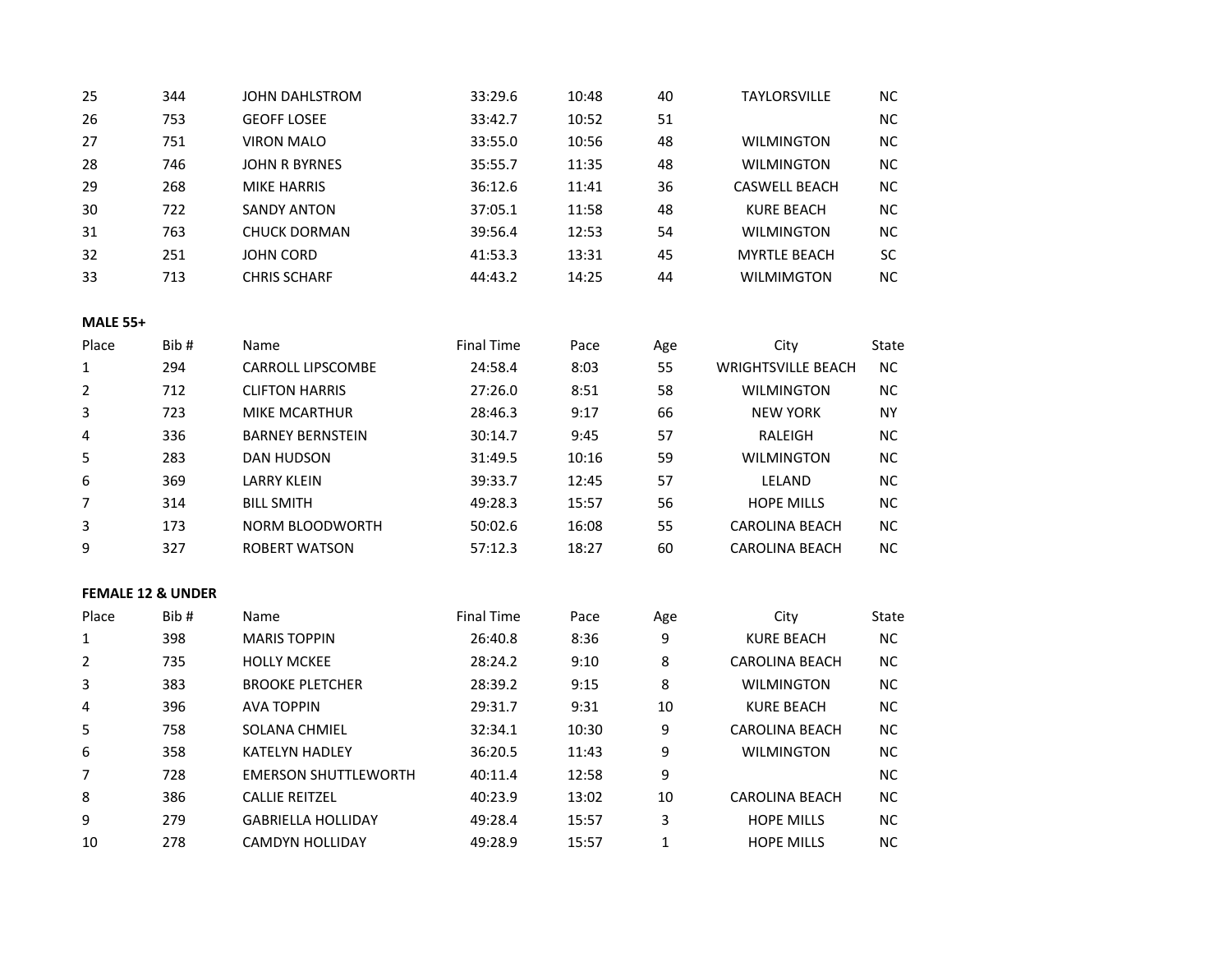| | | | | | | | |
|---|---|---|---|---|---|---|---|
| 25 | 344 | JOHN DAHLSTROM | 33:29.6 | 10:48 | 40 | TAYLORSVILLE | NC |
| 26 | 753 | GEOFF LOSEE | 33:42.7 | 10:52 | 51 | | NC |
| 27 | 751 | VIRON MALO | 33:55.0 | 10:56 | 48 | WILMINGTON | NC |
| 28 | 746 | JOHN R BYRNES | 35:55.7 | 11:35 | 48 | WILMINGTON | NC |
| 29 | 268 | MIKE HARRIS | 36:12.6 | 11:41 | 36 | CASWELL BEACH | NC |
| 30 | 722 | SANDY ANTON | 37:05.1 | 11:58 | 48 | KURE BEACH | NC |
| 31 | 763 | CHUCK DORMAN | 39:56.4 | 12:53 | 54 | WILMINGTON | NC |
| 32 | 251 | JOHN CORD | 41:53.3 | 13:31 | 45 | MYRTLE BEACH | SC |
| 33 | 713 | CHRIS SCHARF | 44:43.2 | 14:25 | 44 | WILMIMGTON | NC |

**MALE 55+**

| Place | Bib # | Name | Final Time | Pace | Age | City | State |
|---|---|---|---|---|---|---|---|
| 1 | 294 | CARROLL LIPSCOMBE | 24:58.4 | 8:03 | 55 | WRIGHTSVILLE BEACH | NC |
| 2 | 712 | CLIFTON HARRIS | 27:26.0 | 8:51 | 58 | WILMINGTON | NC |
| 3 | 723 | MIKE MCARTHUR | 28:46.3 | 9:17 | 66 | NEW YORK | NY |
| 4 | 336 | BARNEY BERNSTEIN | 30:14.7 | 9:45 | 57 | RALEIGH | NC |
| 5 | 283 | DAN HUDSON | 31:49.5 | 10:16 | 59 | WILMINGTON | NC |
| 6 | 369 | LARRY KLEIN | 39:33.7 | 12:45 | 57 | LELAND | NC |
| 7 | 314 | BILL SMITH | 49:28.3 | 15:57 | 56 | HOPE MILLS | NC |
| 3 | 173 | NORM BLOODWORTH | 50:02.6 | 16:08 | 55 | CAROLINA BEACH | NC |
| 9 | 327 | ROBERT WATSON | 57:12.3 | 18:27 | 60 | CAROLINA BEACH | NC |

**FEMALE 12 & UNDER**

| Place | Bib # | Name | Final Time | Pace | Age | City | State |
|---|---|---|---|---|---|---|---|
| 1 | 398 | MARIS TOPPIN | 26:40.8 | 8:36 | 9 | KURE BEACH | NC |
| 2 | 735 | HOLLY MCKEE | 28:24.2 | 9:10 | 8 | CAROLINA BEACH | NC |
| 3 | 383 | BROOKE PLETCHER | 28:39.2 | 9:15 | 8 | WILMINGTON | NC |
| 4 | 396 | AVA TOPPIN | 29:31.7 | 9:31 | 10 | KURE BEACH | NC |
| 5 | 758 | SOLANA CHMIEL | 32:34.1 | 10:30 | 9 | CAROLINA BEACH | NC |
| 6 | 358 | KATELYN HADLEY | 36:20.5 | 11:43 | 9 | WILMINGTON | NC |
| 7 | 728 | EMERSON SHUTTLEWORTH | 40:11.4 | 12:58 | 9 | | NC |
| 8 | 386 | CALLIE REITZEL | 40:23.9 | 13:02 | 10 | CAROLINA BEACH | NC |
| 9 | 279 | GABRIELLA HOLLIDAY | 49:28.4 | 15:57 | 3 | HOPE MILLS | NC |
| 10 | 278 | CAMDYN HOLLIDAY | 49:28.9 | 15:57 | 1 | HOPE MILLS | NC |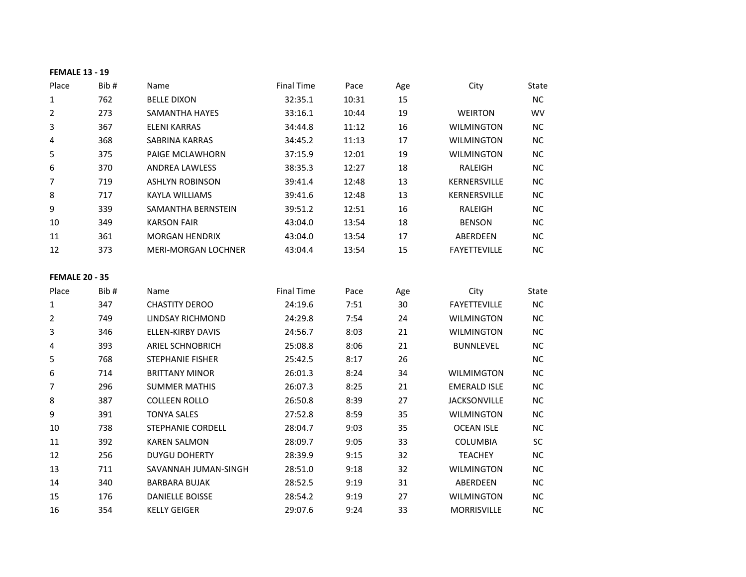**FEMALE 13 - 19**

| Place | Bib # | Name | Final Time | Pace | Age | City | State |
|---|---|---|---|---|---|---|---|
| 1 | 762 | BELLE DIXON | 32:35.1 | 10:31 | 15 | | NC |
| 2 | 273 | SAMANTHA HAYES | 33:16.1 | 10:44 | 19 | WEIRTON | WV |
| 3 | 367 | ELENI KARRAS | 34:44.8 | 11:12 | 16 | WILMINGTON | NC |
| 4 | 368 | SABRINA KARRAS | 34:45.2 | 11:13 | 17 | WILMINGTON | NC |
| 5 | 375 | PAIGE MCLAWHORN | 37:15.9 | 12:01 | 19 | WILMINGTON | NC |
| 6 | 370 | ANDREA LAWLESS | 38:35.3 | 12:27 | 18 | RALEIGH | NC |
| 7 | 719 | ASHLYN ROBINSON | 39:41.4 | 12:48 | 13 | KERNERSVILLE | NC |
| 8 | 717 | KAYLA WILLIAMS | 39:41.6 | 12:48 | 13 | KERNERSVILLE | NC |
| 9 | 339 | SAMANTHA BERNSTEIN | 39:51.2 | 12:51 | 16 | RALEIGH | NC |
| 10 | 349 | KARSON FAIR | 43:04.0 | 13:54 | 18 | BENSON | NC |
| 11 | 361 | MORGAN HENDRIX | 43:04.0 | 13:54 | 17 | ABERDEEN | NC |
| 12 | 373 | MERI-MORGAN LOCHNER | 43:04.4 | 13:54 | 15 | FAYETTEVILLE | NC |

**FEMALE 20 - 35**

| Place | Bib # | Name | Final Time | Pace | Age | City | State |
|---|---|---|---|---|---|---|---|
| 1 | 347 | CHASTITY DEROO | 24:19.6 | 7:51 | 30 | FAYETTEVILLE | NC |
| 2 | 749 | LINDSAY RICHMOND | 24:29.8 | 7:54 | 24 | WILMINGTON | NC |
| 3 | 346 | ELLEN-KIRBY DAVIS | 24:56.7 | 8:03 | 21 | WILMINGTON | NC |
| 4 | 393 | ARIEL SCHNOBRICH | 25:08.8 | 8:06 | 21 | BUNNLEVEL | NC |
| 5 | 768 | STEPHANIE FISHER | 25:42.5 | 8:17 | 26 | | NC |
| 6 | 714 | BRITTANY MINOR | 26:01.3 | 8:24 | 34 | WILMIMGTON | NC |
| 7 | 296 | SUMMER MATHIS | 26:07.3 | 8:25 | 21 | EMERALD ISLE | NC |
| 8 | 387 | COLLEEN ROLLO | 26:50.8 | 8:39 | 27 | JACKSONVILLE | NC |
| 9 | 391 | TONYA SALES | 27:52.8 | 8:59 | 35 | WILMINGTON | NC |
| 10 | 738 | STEPHANIE CORDELL | 28:04.7 | 9:03 | 35 | OCEAN ISLE | NC |
| 11 | 392 | KAREN SALMON | 28:09.7 | 9:05 | 33 | COLUMBIA | SC |
| 12 | 256 | DUYGU DOHERTY | 28:39.9 | 9:15 | 32 | TEACHEY | NC |
| 13 | 711 | SAVANNAH JUMAN-SINGH | 28:51.0 | 9:18 | 32 | WILMINGTON | NC |
| 14 | 340 | BARBARA BUJAK | 28:52.5 | 9:19 | 31 | ABERDEEN | NC |
| 15 | 176 | DANIELLE BOISSE | 28:54.2 | 9:19 | 27 | WILMINGTON | NC |
| 16 | 354 | KELLY GEIGER | 29:07.6 | 9:24 | 33 | MORRISVILLE | NC |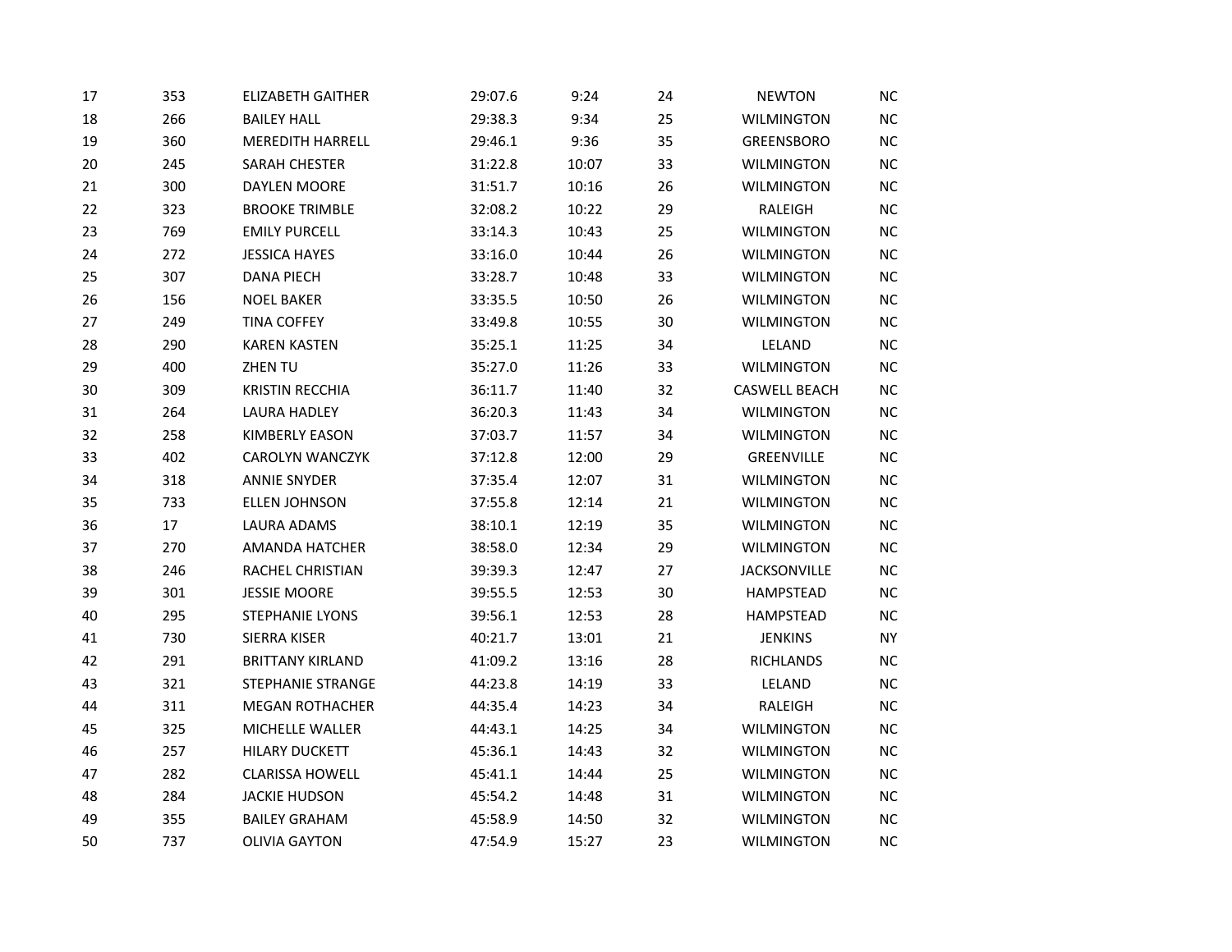| | | | | | | | |
|---|---|---|---|---|---|---|---|
| 17 | 353 | ELIZABETH GAITHER | 29:07.6 | 9:24 | 24 | NEWTON | NC |
| 18 | 266 | BAILEY HALL | 29:38.3 | 9:34 | 25 | WILMINGTON | NC |
| 19 | 360 | MEREDITH HARRELL | 29:46.1 | 9:36 | 35 | GREENSBORO | NC |
| 20 | 245 | SARAH CHESTER | 31:22.8 | 10:07 | 33 | WILMINGTON | NC |
| 21 | 300 | DAYLEN MOORE | 31:51.7 | 10:16 | 26 | WILMINGTON | NC |
| 22 | 323 | BROOKE TRIMBLE | 32:08.2 | 10:22 | 29 | RALEIGH | NC |
| 23 | 769 | EMILY PURCELL | 33:14.3 | 10:43 | 25 | WILMINGTON | NC |
| 24 | 272 | JESSICA HAYES | 33:16.0 | 10:44 | 26 | WILMINGTON | NC |
| 25 | 307 | DANA PIECH | 33:28.7 | 10:48 | 33 | WILMINGTON | NC |
| 26 | 156 | NOEL BAKER | 33:35.5 | 10:50 | 26 | WILMINGTON | NC |
| 27 | 249 | TINA COFFEY | 33:49.8 | 10:55 | 30 | WILMINGTON | NC |
| 28 | 290 | KAREN KASTEN | 35:25.1 | 11:25 | 34 | LELAND | NC |
| 29 | 400 | ZHEN TU | 35:27.0 | 11:26 | 33 | WILMINGTON | NC |
| 30 | 309 | KRISTIN RECCHIA | 36:11.7 | 11:40 | 32 | CASWELL BEACH | NC |
| 31 | 264 | LAURA HADLEY | 36:20.3 | 11:43 | 34 | WILMINGTON | NC |
| 32 | 258 | KIMBERLY EASON | 37:03.7 | 11:57 | 34 | WILMINGTON | NC |
| 33 | 402 | CAROLYN WANCZYK | 37:12.8 | 12:00 | 29 | GREENVILLE | NC |
| 34 | 318 | ANNIE SNYDER | 37:35.4 | 12:07 | 31 | WILMINGTON | NC |
| 35 | 733 | ELLEN JOHNSON | 37:55.8 | 12:14 | 21 | WILMINGTON | NC |
| 36 | 17 | LAURA ADAMS | 38:10.1 | 12:19 | 35 | WILMINGTON | NC |
| 37 | 270 | AMANDA HATCHER | 38:58.0 | 12:34 | 29 | WILMINGTON | NC |
| 38 | 246 | RACHEL CHRISTIAN | 39:39.3 | 12:47 | 27 | JACKSONVILLE | NC |
| 39 | 301 | JESSIE MOORE | 39:55.5 | 12:53 | 30 | HAMPSTEAD | NC |
| 40 | 295 | STEPHANIE LYONS | 39:56.1 | 12:53 | 28 | HAMPSTEAD | NC |
| 41 | 730 | SIERRA KISER | 40:21.7 | 13:01 | 21 | JENKINS | NY |
| 42 | 291 | BRITTANY KIRLAND | 41:09.2 | 13:16 | 28 | RICHLANDS | NC |
| 43 | 321 | STEPHANIE STRANGE | 44:23.8 | 14:19 | 33 | LELAND | NC |
| 44 | 311 | MEGAN ROTHACHER | 44:35.4 | 14:23 | 34 | RALEIGH | NC |
| 45 | 325 | MICHELLE WALLER | 44:43.1 | 14:25 | 34 | WILMINGTON | NC |
| 46 | 257 | HILARY DUCKETT | 45:36.1 | 14:43 | 32 | WILMINGTON | NC |
| 47 | 282 | CLARISSA HOWELL | 45:41.1 | 14:44 | 25 | WILMINGTON | NC |
| 48 | 284 | JACKIE HUDSON | 45:54.2 | 14:48 | 31 | WILMINGTON | NC |
| 49 | 355 | BAILEY GRAHAM | 45:58.9 | 14:50 | 32 | WILMINGTON | NC |
| 50 | 737 | OLIVIA GAYTON | 47:54.9 | 15:27 | 23 | WILMINGTON | NC |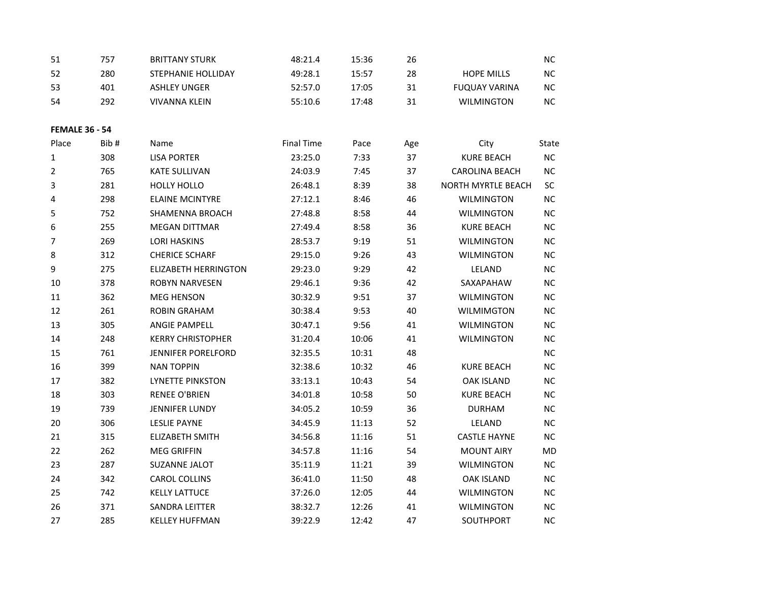| | | | | | | | |
|---|---|---|---|---|---|---|---|
| 51 | 757 | BRITTANY STURK | 48:21.4 | 15:36 | 26 | | NC |
| 52 | 280 | STEPHANIE HOLLIDAY | 49:28.1 | 15:57 | 28 | HOPE MILLS | NC |
| 53 | 401 | ASHLEY UNGER | 52:57.0 | 17:05 | 31 | FUQUAY VARINA | NC |
| 54 | 292 | VIVANNA KLEIN | 55:10.6 | 17:48 | 31 | WILMINGTON | NC |

**FEMALE 36 - 54**

| Place | Bib # | Name | Final Time | Pace | Age | City | State |
|---|---|---|---|---|---|---|---|
| 1 | 308 | LISA PORTER | 23:25.0 | 7:33 | 37 | KURE BEACH | NC |
| 2 | 765 | KATE SULLIVAN | 24:03.9 | 7:45 | 37 | CAROLINA BEACH | NC |
| 3 | 281 | HOLLY HOLLO | 26:48.1 | 8:39 | 38 | NORTH MYRTLE BEACH | SC |
| 4 | 298 | ELAINE MCINTYRE | 27:12.1 | 8:46 | 46 | WILMINGTON | NC |
| 5 | 752 | SHAMENNA BROACH | 27:48.8 | 8:58 | 44 | WILMINGTON | NC |
| 6 | 255 | MEGAN DITTMAR | 27:49.4 | 8:58 | 36 | KURE BEACH | NC |
| 7 | 269 | LORI HASKINS | 28:53.7 | 9:19 | 51 | WILMINGTON | NC |
| 8 | 312 | CHERICE SCHARF | 29:15.0 | 9:26 | 43 | WILMINGTON | NC |
| 9 | 275 | ELIZABETH HERRINGTON | 29:23.0 | 9:29 | 42 | LELAND | NC |
| 10 | 378 | ROBYN NARVESEN | 29:46.1 | 9:36 | 42 | SAXAPAHAW | NC |
| 11 | 362 | MEG HENSON | 30:32.9 | 9:51 | 37 | WILMINGTON | NC |
| 12 | 261 | ROBIN GRAHAM | 30:38.4 | 9:53 | 40 | WILMIMGTON | NC |
| 13 | 305 | ANGIE PAMPELL | 30:47.1 | 9:56 | 41 | WILMINGTON | NC |
| 14 | 248 | KERRY CHRISTOPHER | 31:20.4 | 10:06 | 41 | WILMINGTON | NC |
| 15 | 761 | JENNIFER PORELFORD | 32:35.5 | 10:31 | 48 | | NC |
| 16 | 399 | NAN TOPPIN | 32:38.6 | 10:32 | 46 | KURE BEACH | NC |
| 17 | 382 | LYNETTE PINKSTON | 33:13.1 | 10:43 | 54 | OAK ISLAND | NC |
| 18 | 303 | RENEE O'BRIEN | 34:01.8 | 10:58 | 50 | KURE BEACH | NC |
| 19 | 739 | JENNIFER LUNDY | 34:05.2 | 10:59 | 36 | DURHAM | NC |
| 20 | 306 | LESLIE PAYNE | 34:45.9 | 11:13 | 52 | LELAND | NC |
| 21 | 315 | ELIZABETH SMITH | 34:56.8 | 11:16 | 51 | CASTLE HAYNE | NC |
| 22 | 262 | MEG GRIFFIN | 34:57.8 | 11:16 | 54 | MOUNT AIRY | MD |
| 23 | 287 | SUZANNE JALOT | 35:11.9 | 11:21 | 39 | WILMINGTON | NC |
| 24 | 342 | CAROL COLLINS | 36:41.0 | 11:50 | 48 | OAK ISLAND | NC |
| 25 | 742 | KELLY LATTUCE | 37:26.0 | 12:05 | 44 | WILMINGTON | NC |
| 26 | 371 | SANDRA LEITTER | 38:32.7 | 12:26 | 41 | WILMINGTON | NC |
| 27 | 285 | KELLEY HUFFMAN | 39:22.9 | 12:42 | 47 | SOUTHPORT | NC |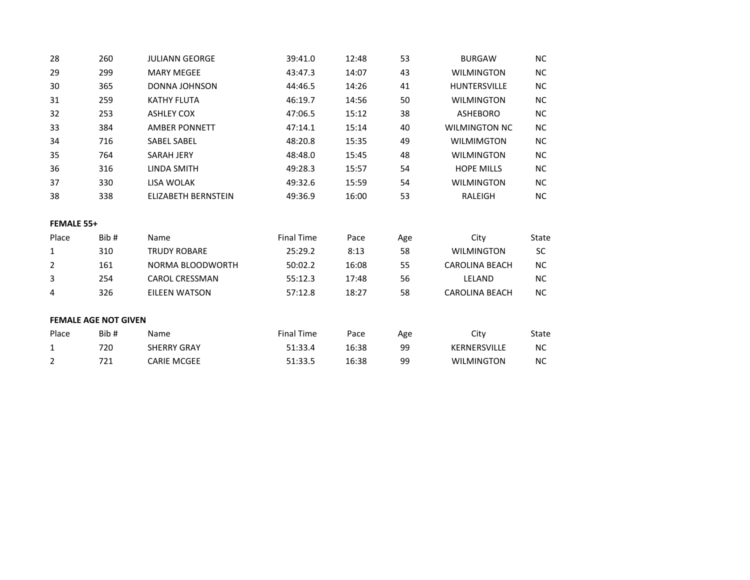| | | | | | | | |
|---|---|---|---|---|---|---|---|
| 28 | 260 | JULIANN GEORGE | 39:41.0 | 12:48 | 53 | BURGAW | NC |
| 29 | 299 | MARY MEGEE | 43:47.3 | 14:07 | 43 | WILMINGTON | NC |
| 30 | 365 | DONNA JOHNSON | 44:46.5 | 14:26 | 41 | HUNTERSVILLE | NC |
| 31 | 259 | KATHY FLUTA | 46:19.7 | 14:56 | 50 | WILMINGTON | NC |
| 32 | 253 | ASHLEY COX | 47:06.5 | 15:12 | 38 | ASHEBORO | NC |
| 33 | 384 | AMBER PONNETT | 47:14.1 | 15:14 | 40 | WILMINGTON NC | NC |
| 34 | 716 | SABEL SABEL | 48:20.8 | 15:35 | 49 | WILMIMGTON | NC |
| 35 | 764 | SARAH JERY | 48:48.0 | 15:45 | 48 | WILMINGTON | NC |
| 36 | 316 | LINDA SMITH | 49:28.3 | 15:57 | 54 | HOPE MILLS | NC |
| 37 | 330 | LISA WOLAK | 49:32.6 | 15:59 | 54 | WILMINGTON | NC |
| 38 | 338 | ELIZABETH BERNSTEIN | 49:36.9 | 16:00 | 53 | RALEIGH | NC |

**FEMALE 55+**

| Place | Bib # | Name | Final Time | Pace | Age | City | State |
|---|---|---|---|---|---|---|---|
| 1 | 310 | TRUDY ROBARE | 25:29.2 | 8:13 | 58 | WILMINGTON | SC |
| 2 | 161 | NORMA BLOODWORTH | 50:02.2 | 16:08 | 55 | CAROLINA BEACH | NC |
| 3 | 254 | CAROL CRESSMAN | 55:12.3 | 17:48 | 56 | LELAND | NC |
| 4 | 326 | EILEEN WATSON | 57:12.8 | 18:27 | 58 | CAROLINA BEACH | NC |

**FEMALE AGE NOT GIVEN**

| Place | Bib # | Name | Final Time | Pace | Age | City | State |
|---|---|---|---|---|---|---|---|
| 1 | 720 | SHERRY GRAY | 51:33.4 | 16:38 | 99 | KERNERSVILLE | NC |
| 2 | 721 | CARIE MCGEE | 51:33.5 | 16:38 | 99 | WILMINGTON | NC |